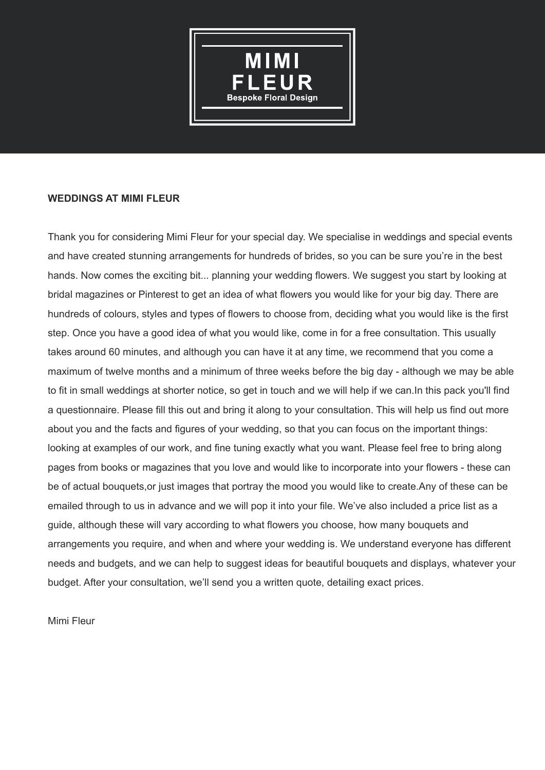# MIMI FLEUR

Bespoke Floral Design

**WEDDINGS AT MIMI FLEUR**

Thank you for considering Mimi Fleur for your special day. We specialise in weddings and special events and have created stunning arrangements for hundreds of brides, so you can be sure you're in the best hands. Now comes the exciting bit... planning your wedding flowers. We suggest you start by looking at bridal magazines or Pinterest to get an idea of what flowers you would like for your big day. There are hundreds of colours, styles and types of flowers to choose from, deciding what you would like is the first step. Once you have a good idea of what you would like, come in for a free consultation. This usually takes around 60 minutes, and although you can have it at any time, we recommend that you come a maximum of twelve months and a minimum of three weeks before the big day - although we may be able to fit in small weddings at shorter notice, so get in touch and we will help if we can.In this pack you'll find a questionnaire. Please fill this out and bring it along to your consultation. This will help us find out more about you and the facts and figures of your wedding, so that you can focus on the important things: looking at examples of our work, and fine tuning exactly what you want. Please feel free to bring along pages from books or magazines that you love and would like to incorporate into your flowers - these can be of actual bouquets,or just images that portray the mood you would like to create.Any of these can be emailed through to us in advance and we will pop it into your file. We've also included a price list as a guide, although these will vary according to what flowers you choose, how many bouquets and arrangements you require, and when and where your wedding is. We understand everyone has different needs and budgets, and we can help to suggest ideas for beautiful bouquets and displays, whatever your budget. After your consultation, we'll send you a written quote, detailing exact prices.

Mimi Fleur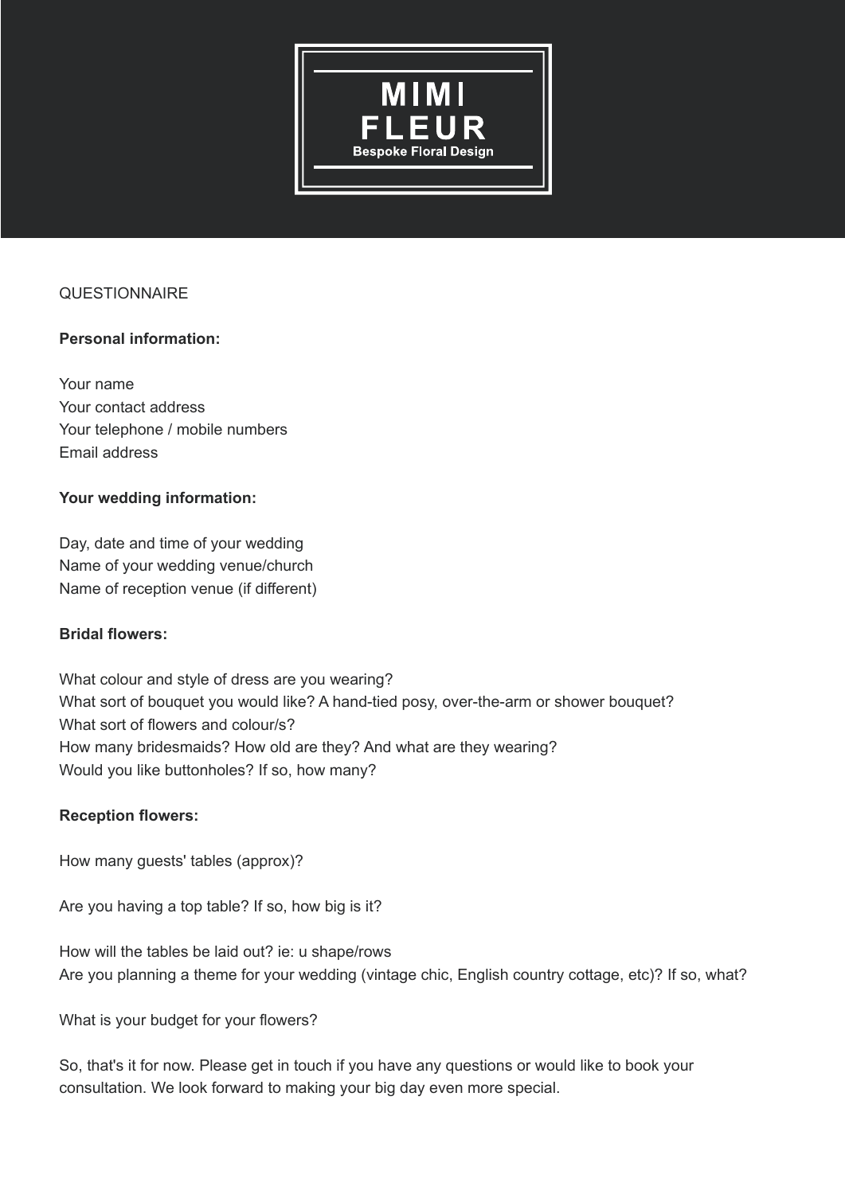# MIMI FLEUR

Bespoke Floral Design

QUESTIONNAIRE

**Personal information:**

Your name
Your contact address
Your telephone / mobile numbers
Email address

**Your wedding information:**

Day, date and time of your wedding
Name of your wedding venue/church
Name of reception venue (if different)

**Bridal flowers:**

What colour and style of dress are you wearing?
What sort of bouquet you would like? A hand-tied posy, over-the-arm or shower bouquet?
What sort of flowers and colour/s?
How many bridesmaids? How old are they? And what are they wearing?
Would you like buttonholes? If so, how many?

**Reception flowers:**

How many guests' tables (approx)?

Are you having a top table? If so, how big is it?

How will the tables be laid out? ie: u shape/rows
Are you planning a theme for your wedding (vintage chic, English country cottage, etc)? If so, what?

What is your budget for your flowers?

So, that's it for now. Please get in touch if you have any questions or would like to book your consultation. We look forward to making your big day even more special.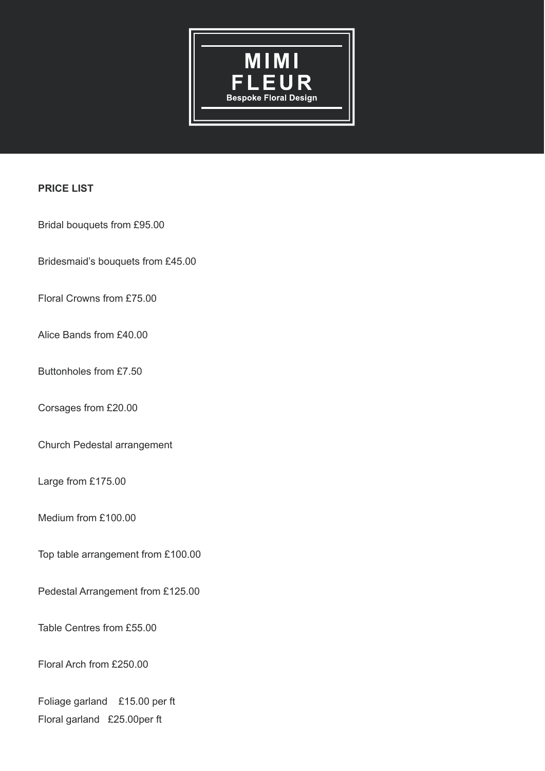**MIMI FLEUR**
**Bespoke Floral Design**

**PRICE LIST**

Bridal bouquets from £95.00

Bridesmaid's bouquets from £45.00

Floral Crowns from £75.00

Alice Bands from £40.00

Buttonholes from £7.50

Corsages from £20.00

Church Pedestal arrangement

Large from £175.00

Medium from £100.00

Top table arrangement from £100.00

Pedestal Arrangement from £125.00

Table Centres from £55.00

Floral Arch from £250.00

Foliage garland £15.00 per ft
Floral garland £25.00per ft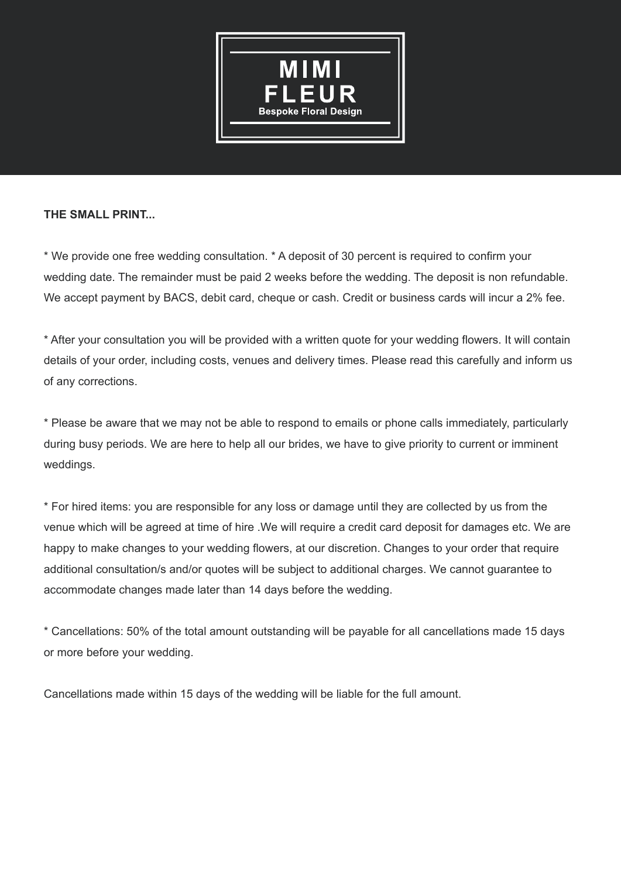MIMI FLEUR

Bespoke Floral Design

**THE SMALL PRINT...**

* We provide one free wedding consultation. * A deposit of 30 percent is required to confirm your wedding date. The remainder must be paid 2 weeks before the wedding. The deposit is non refundable. We accept payment by BACS, debit card, cheque or cash. Credit or business cards will incur a 2% fee.

* After your consultation you will be provided with a written quote for your wedding flowers. It will contain details of your order, including costs, venues and delivery times. Please read this carefully and inform us of any corrections.

* Please be aware that we may not be able to respond to emails or phone calls immediately, particularly during busy periods. We are here to help all our brides, we have to give priority to current or imminent weddings.

* For hired items: you are responsible for any loss or damage until they are collected by us from the venue which will be agreed at time of hire .We will require a credit card deposit for damages etc. We are happy to make changes to your wedding flowers, at our discretion. Changes to your order that require additional consultation/s and/or quotes will be subject to additional charges. We cannot guarantee to accommodate changes made later than 14 days before the wedding.

* Cancellations: 50% of the total amount outstanding will be payable for all cancellations made 15 days or more before your wedding.

Cancellations made within 15 days of the wedding will be liable for the full amount.